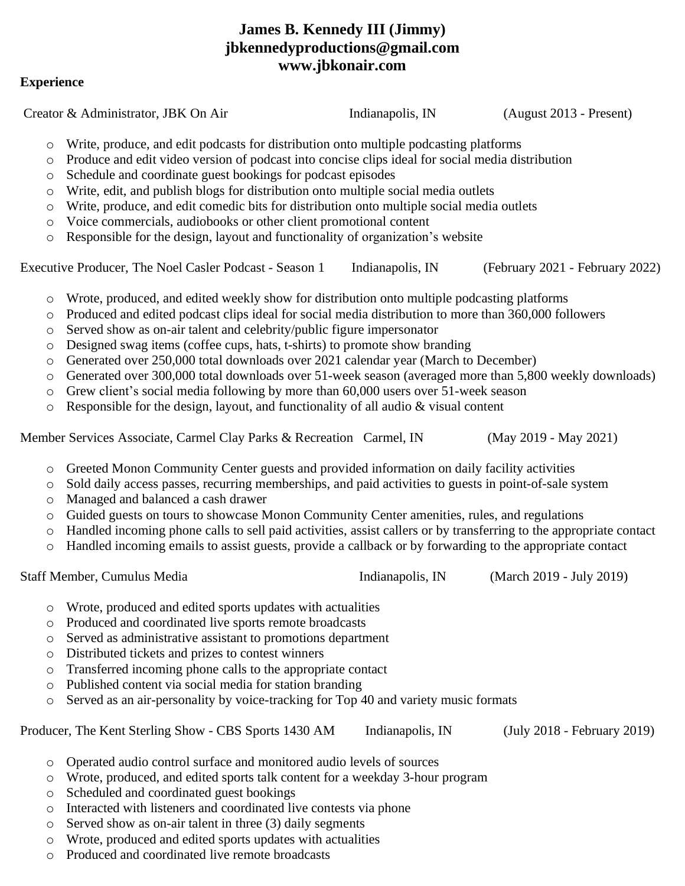# James B. Kennedy III (Jimmy)
**jbkennedyproductions@gmail.com**
**www.jbkonair.com**

## Experience

Creator & Administrator, JBK On Air — Indianapolis, IN — (August 2013 - Present)

- Write, produce, and edit podcasts for distribution onto multiple podcasting platforms
- Produce and edit video version of podcast into concise clips ideal for social media distribution
- Schedule and coordinate guest bookings for podcast episodes
- Write, edit, and publish blogs for distribution onto multiple social media outlets
- Write, produce, and edit comedic bits for distribution onto multiple social media outlets
- Voice commercials, audiobooks or other client promotional content
- Responsible for the design, layout and functionality of organization's website

Executive Producer, The Noel Casler Podcast - Season 1 — Indianapolis, IN — (February 2021 - February 2022)

- Wrote, produced, and edited weekly show for distribution onto multiple podcasting platforms
- Produced and edited podcast clips ideal for social media distribution to more than 360,000 followers
- Served show as on-air talent and celebrity/public figure impersonator
- Designed swag items (coffee cups, hats, t-shirts) to promote show branding
- Generated over 250,000 total downloads over 2021 calendar year (March to December)
- Generated over 300,000 total downloads over 51-week season (averaged more than 5,800 weekly downloads)
- Grew client's social media following by more than 60,000 users over 51-week season
- Responsible for the design, layout, and functionality of all audio & visual content

Member Services Associate, Carmel Clay Parks & Recreation — Carmel, IN — (May 2019 - May 2021)

- Greeted Monon Community Center guests and provided information on daily facility activities
- Sold daily access passes, recurring memberships, and paid activities to guests in point-of-sale system
- Managed and balanced a cash drawer
- Guided guests on tours to showcase Monon Community Center amenities, rules, and regulations
- Handled incoming phone calls to sell paid activities, assist callers or by transferring to the appropriate contact
- Handled incoming emails to assist guests, provide a callback or by forwarding to the appropriate contact

Staff Member, Cumulus Media — Indianapolis, IN — (March 2019 - July 2019)

- Wrote, produced and edited sports updates with actualities
- Produced and coordinated live sports remote broadcasts
- Served as administrative assistant to promotions department
- Distributed tickets and prizes to contest winners
- Transferred incoming phone calls to the appropriate contact
- Published content via social media for station branding
- Served as an air-personality by voice-tracking for Top 40 and variety music formats

Producer, The Kent Sterling Show - CBS Sports 1430 AM — Indianapolis, IN — (July 2018 - February 2019)

- Operated audio control surface and monitored audio levels of sources
- Wrote, produced, and edited sports talk content for a weekday 3-hour program
- Scheduled and coordinated guest bookings
- Interacted with listeners and coordinated live contests via phone
- Served show as on-air talent in three (3) daily segments
- Wrote, produced and edited sports updates with actualities
- Produced and coordinated live remote broadcasts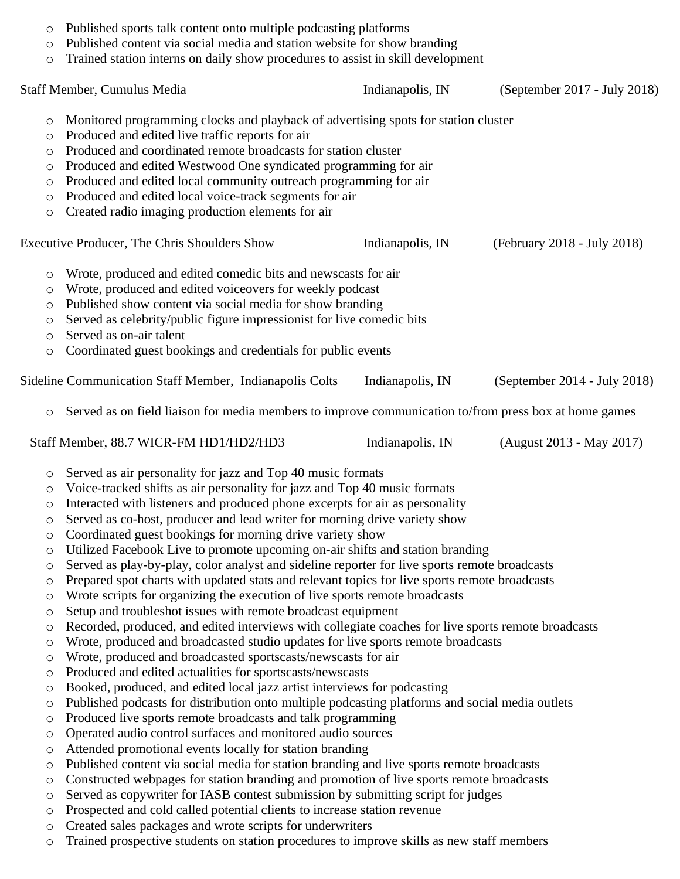- Published sports talk content onto multiple podcasting platforms
- Published content via social media and station website for show branding
- Trained station interns on daily show procedures to assist in skill development

Staff Member, Cumulus Media Indianapolis, IN (September 2017 - July 2018)

- Monitored programming clocks and playback of advertising spots for station cluster
- Produced and edited live traffic reports for air
- Produced and coordinated remote broadcasts for station cluster
- Produced and edited Westwood One syndicated programming for air
- Produced and edited local community outreach programming for air
- Produced and edited local voice-track segments for air
- Created radio imaging production elements for air

Executive Producer, The Chris Shoulders Show Indianapolis, IN (February 2018 - July 2018)

- Wrote, produced and edited comedic bits and newscasts for air
- Wrote, produced and edited voiceovers for weekly podcast
- Published show content via social media for show branding
- Served as celebrity/public figure impressionist for live comedic bits
- Served as on-air talent
- Coordinated guest bookings and credentials for public events

Sideline Communication Staff Member, Indianapolis Colts Indianapolis, IN (September 2014 - July 2018)

- Served as on field liaison for media members to improve communication to/from press box at home games

Staff Member, 88.7 WICR-FM HD1/HD2/HD3 Indianapolis, IN (August 2013 - May 2017)

- Served as air personality for jazz and Top 40 music formats
- Voice-tracked shifts as air personality for jazz and Top 40 music formats
- Interacted with listeners and produced phone excerpts for air as personality
- Served as co-host, producer and lead writer for morning drive variety show
- Coordinated guest bookings for morning drive variety show
- Utilized Facebook Live to promote upcoming on-air shifts and station branding
- Served as play-by-play, color analyst and sideline reporter for live sports remote broadcasts
- Prepared spot charts with updated stats and relevant topics for live sports remote broadcasts
- Wrote scripts for organizing the execution of live sports remote broadcasts
- Setup and troubleshot issues with remote broadcast equipment
- Recorded, produced, and edited interviews with collegiate coaches for live sports remote broadcasts
- Wrote, produced and broadcasted studio updates for live sports remote broadcasts
- Wrote, produced and broadcasted sportscasts/newscasts for air
- Produced and edited actualities for sportscasts/newscasts
- Booked, produced, and edited local jazz artist interviews for podcasting
- Published podcasts for distribution onto multiple podcasting platforms and social media outlets
- Produced live sports remote broadcasts and talk programming
- Operated audio control surfaces and monitored audio sources
- Attended promotional events locally for station branding
- Published content via social media for station branding and live sports remote broadcasts
- Constructed webpages for station branding and promotion of live sports remote broadcasts
- Served as copywriter for IASB contest submission by submitting script for judges
- Prospected and cold called potential clients to increase station revenue
- Created sales packages and wrote scripts for underwriters
- Trained prospective students on station procedures to improve skills as new staff members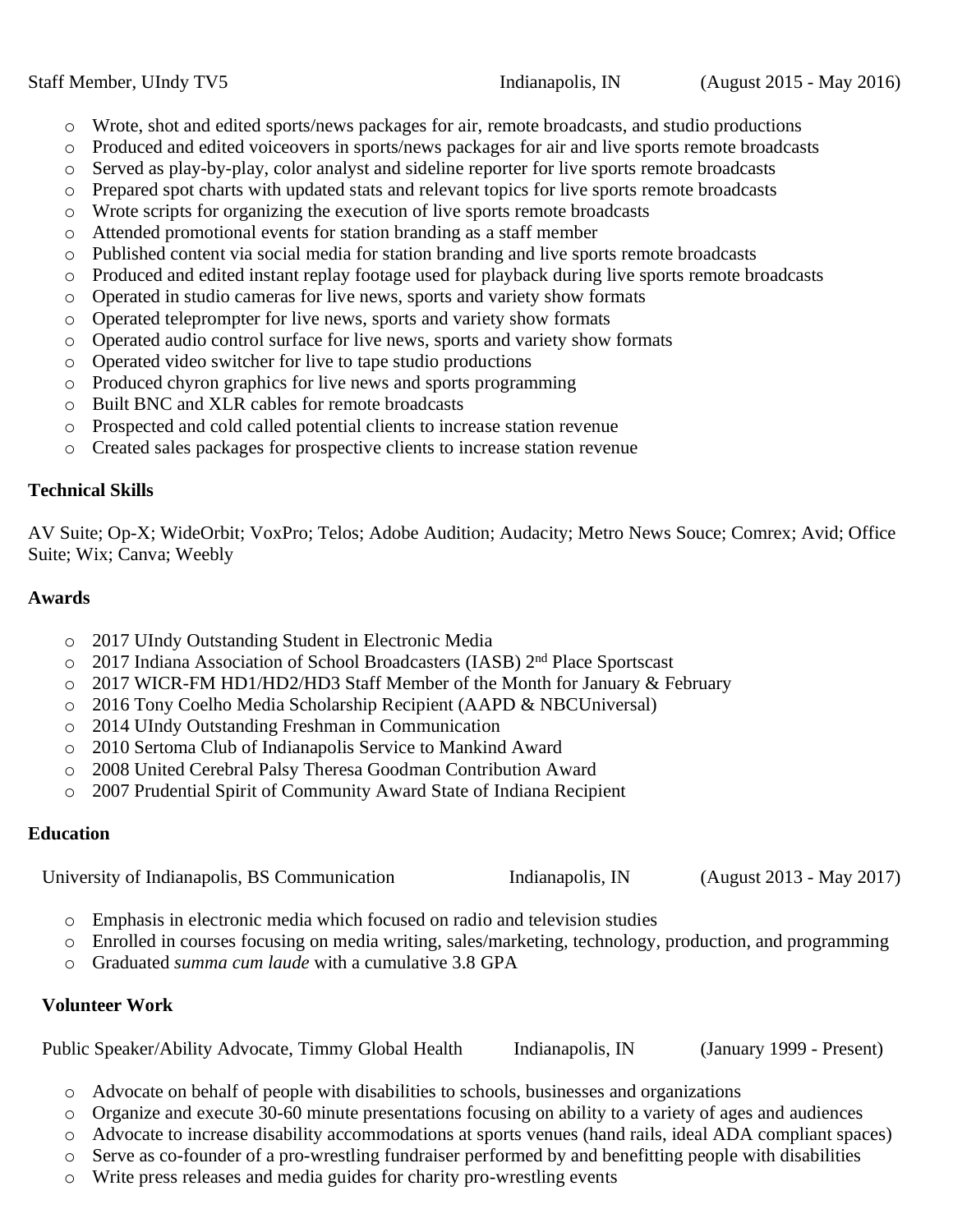Staff Member, UIndy TV5 Indianapolis, IN (August 2015 - May 2016)

- Wrote, shot and edited sports/news packages for air, remote broadcasts, and studio productions
- Produced and edited voiceovers in sports/news packages for air and live sports remote broadcasts
- Served as play-by-play, color analyst and sideline reporter for live sports remote broadcasts
- Prepared spot charts with updated stats and relevant topics for live sports remote broadcasts
- Wrote scripts for organizing the execution of live sports remote broadcasts
- Attended promotional events for station branding as a staff member
- Published content via social media for station branding and live sports remote broadcasts
- Produced and edited instant replay footage used for playback during live sports remote broadcasts
- Operated in studio cameras for live news, sports and variety show formats
- Operated teleprompter for live news, sports and variety show formats
- Operated audio control surface for live news, sports and variety show formats
- Operated video switcher for live to tape studio productions
- Produced chyron graphics for live news and sports programming
- Built BNC and XLR cables for remote broadcasts
- Prospected and cold called potential clients to increase station revenue
- Created sales packages for prospective clients to increase station revenue

**Technical Skills**

AV Suite; Op-X; WideOrbit; VoxPro; Telos; Adobe Audition; Audacity; Metro News Souce; Comrex; Avid; Office Suite; Wix; Canva; Weebly

**Awards**

- 2017 UIndy Outstanding Student in Electronic Media
- 2017 Indiana Association of School Broadcasters (IASB) 2nd Place Sportscast
- 2017 WICR-FM HD1/HD2/HD3 Staff Member of the Month for January & February
- 2016 Tony Coelho Media Scholarship Recipient (AAPD & NBCUniversal)
- 2014 UIndy Outstanding Freshman in Communication
- 2010 Sertoma Club of Indianapolis Service to Mankind Award
- 2008 United Cerebral Palsy Theresa Goodman Contribution Award
- 2007 Prudential Spirit of Community Award State of Indiana Recipient

**Education**

University of Indianapolis, BS Communication Indianapolis, IN (August 2013 - May 2017)

- Emphasis in electronic media which focused on radio and television studies
- Enrolled in courses focusing on media writing, sales/marketing, technology, production, and programming
- Graduated *summa cum laude* with a cumulative 3.8 GPA

**Volunteer Work**

Public Speaker/Ability Advocate, Timmy Global Health Indianapolis, IN (January 1999 - Present)

- Advocate on behalf of people with disabilities to schools, businesses and organizations
- Organize and execute 30-60 minute presentations focusing on ability to a variety of ages and audiences
- Advocate to increase disability accommodations at sports venues (hand rails, ideal ADA compliant spaces)
- Serve as co-founder of a pro-wrestling fundraiser performed by and benefitting people with disabilities
- Write press releases and media guides for charity pro-wrestling events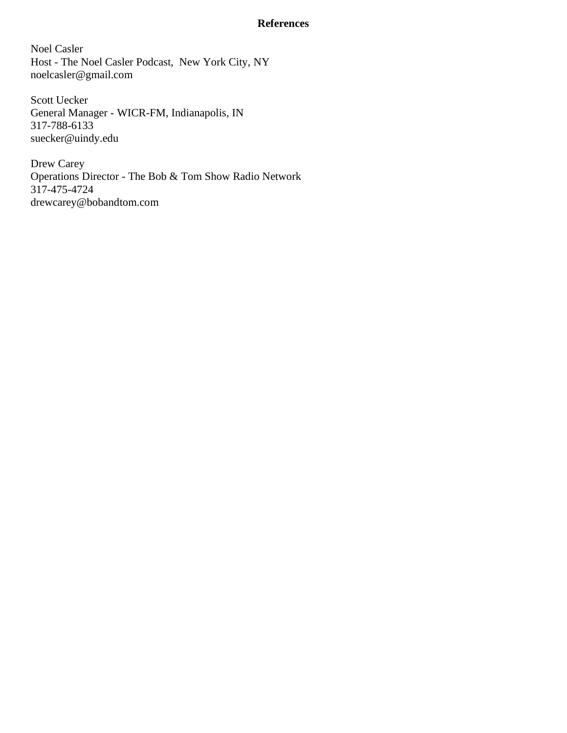# References

Noel Casler
Host - The Noel Casler Podcast,  New York City, NY
noelcasler@gmail.com

Scott Uecker
General Manager - WICR-FM, Indianapolis, IN
317-788-6133
suecker@uindy.edu

Drew Carey
Operations Director - The Bob & Tom Show Radio Network
317-475-4724
drewcarey@bobandtom.com